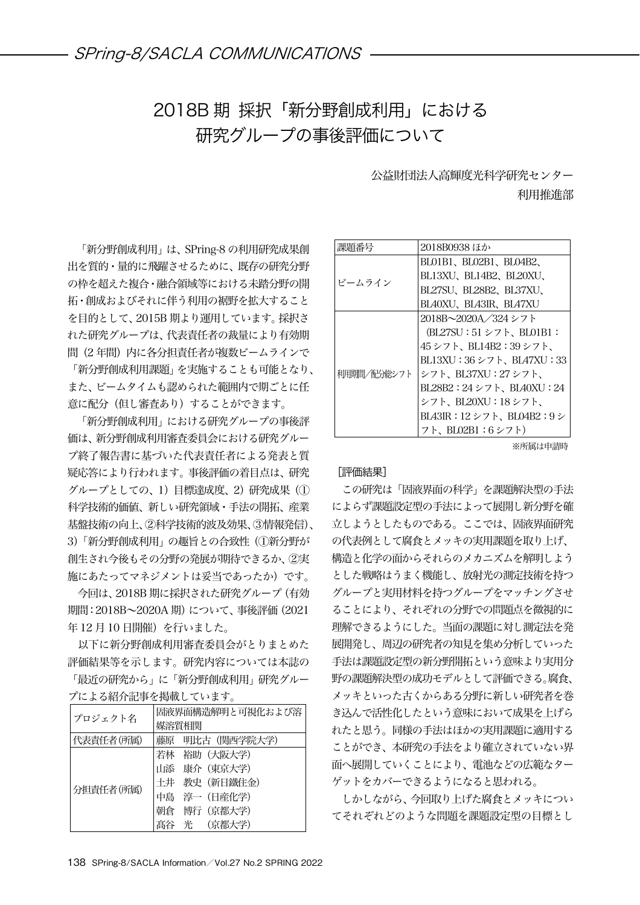# 2018B 期 採択「新分野創成利用」における研究グループの事後評価について

公益財団法人高輝度光科学研究センター
利用推進部

「新分野創成利用」は、SPring-8 の利用研究成果創出を質的・量的に飛躍させるために、既存の研究分野の枠を超えた複合・融合領域等における未踏分野の開拓・創成およびそれに伴う利用の裾野を拡大することを目的として、2015B 期より運用しています。採択された研究グループは、代表責任者の裁量により有効期間（2 年間）内に各分担責任者が複数ビームラインで「新分野創成利用課題」を実施することも可能となり、また、ビームタイムも認められた範囲内で期ごとに任意に配分（但し審査あり）することができます。

「新分野創成利用」における研究グループの事後評価は、新分野創成利用審査委員会における研究グループ終了報告書に基づいた代表責任者による発表と質疑応答により行われます。事後評価の着目点は、研究グループとしての、1）目標達成度、2）研究成果（①科学技術的価値、新しい研究領域・手法の開拓、産業基盤技術の向上、②科学技術的波及効果、③情報発信）、3）「新分野創成利用」の趣旨との合致性（①新分野が創生され今後もその分野の発展が期待できるか、②実施にあたってマネジメントは妥当であったか）です。

今回は、2018B 期に採択された研究グループ（有効期間：2018B〜2020A 期）について、事後評価（2021 年 12 月 10 日開催）を行いました。

以下に新分野創成利用審査委員会がとりまとめた評価結果等を示します。研究内容については本誌の「最近の研究から」に「新分野創成利用」研究グループによる紹介記事を掲載しています。

| プロジェクト名 | 固液界面構造解明と可視化および溶媒溶質相関 |
|---|---|
| 代表責任者(所属) | 藤原　明比古（関西学院大学） |
| 分担責任者(所属) | 若林　裕助（大阪大学）<br>山添　康介（東京大学）<br>土井　教史（新日鐵住金）<br>中島　淳一（日産化学）<br>朝倉　博行（京都大学）<br>髙谷　光　（京都大学） |
| 課題番号 | 2018B0938 ほか |
| ビームライン | BL01B1、BL02B1、BL04B2、BL13XU、BL14B2、BL20XU、BL27SU、BL28B2、BL37XU、BL40XU、BL43IR、BL47XU |
| 利用期間／配分総シフト | 2018B〜2020A／324 シフト（BL27SU：51 シフト、BL01B1：45 シフト、BL14B2：39 シフト、BL13XU：36 シフト、BL47XU：33 シフト、BL37XU：27 シフト、BL28B2：24 シフト、BL40XU：24 シフト、BL20XU：18 シフト、BL43IR：12 シフト、BL04B2：9 シフト、BL02B1：6 シフト） |

※所属は申請時

［評価結果］

この研究は「固液界面の科学」を課題解決型の手法によらず課題設定型の手法によって展開し新分野を確立しようとしたものである。ここでは、固液界面研究の代表例として腐食とメッキの実用課題を取り上げ、構造と化学の面からそれらのメカニズムを解明しようとした戦略はうまく機能し、放射光の測定技術を持つグループと実用材料を持つグループをマッチングさせることにより、それぞれの分野での問題点を微視的に理解できるようにした。当面の課題に対し測定法を発展開発し、周辺の研究者の知見を集め分析していった手法は課題設定型の新分野開拓という意味より実用分野の課題解決型の成功モデルとして評価できる。腐食、メッキといった古くからある分野に新しい研究者を巻き込んで活性化したという意味において成果を上げられたと思う。同様の手法はほかの実用課題に適用することができ、本研究の手法をより確立されていない界面へ展開していくことにより、電池などの広範なターゲットをカバーできるようになると思われる。

しかしながら、今回取り上げた腐食とメッキについてそれぞれどのような問題を課題設定型の目標とし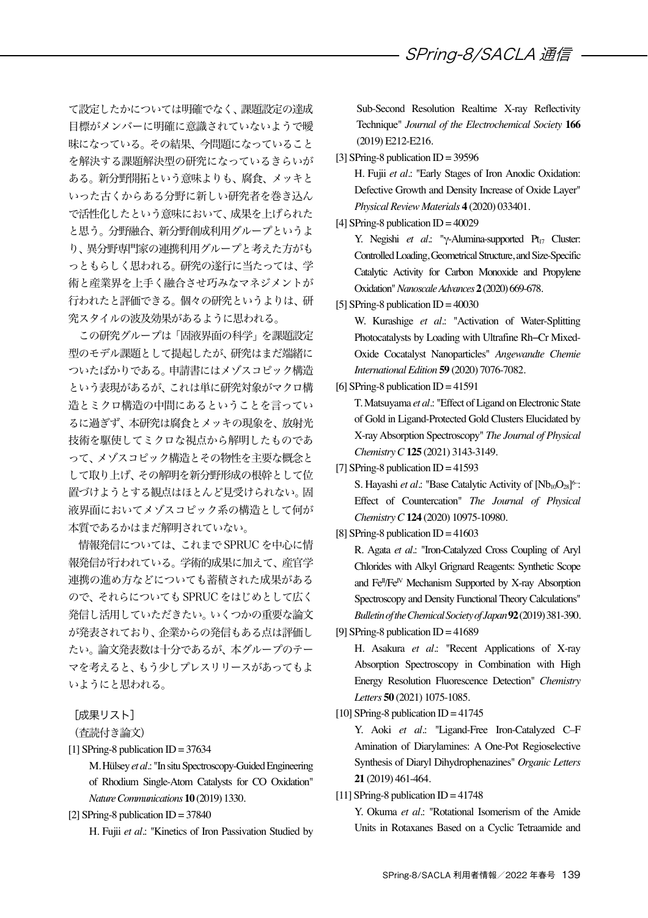て設定したかについては明確でなく、課題設定の達成目標がメンバーに明確に意識されていないようで曖昧になっている。その結果、今問題になっていることを解決する課題解決型の研究になっているきらいがある。新分野開拓という意味よりも、腐食、メッキといった古くからある分野に新しい研究者を巻き込んで活性化したという意味において、成果を上げられたと思う。分野融合、新分野創成利用グループというより、異分野専門家の連携利用グループと考えた方がもっともらしく思われる。研究の遂行に当たっては、学術と産業界を上手く融合させ巧みなマネジメントが行われたと評価できる。個々の研究というよりは、研究スタイルの波及効果があるように思われる。

この研究グループは「固液界面の科学」を課題設定型のモデル課題として提起したが、研究はまだ端緒についたばかりである。申請書にはメゾスコピック構造という表現があるが、これは単に研究対象がマクロ構造とミクロ構造の中間にあるということを言っているに過ぎず、本研究は腐食とメッキの現象を、放射光技術を駆使してミクロな視点から解明したものであって、メゾスコピック構造とその物性を主要な概念として取り上げ、その解明を新分野形成の根幹として位置づけようとする観点はほとんど見受けられない。固液界面においてメゾスコピック系の構造として何が本質であるかはまだ解明されていない。

情報発信については、これまでSPRUCを中心に情報発信が行われている。学術的成果に加えて、産官学連携の進め方などについても蓄積された成果があるので、それらについてもSPRUCをはじめとして広く発信し活用していただきたい。いくつかの重要な論文が発表されており、企業からの発信もある点は評価したい。論文発表数は十分であるが、本グループのテーマを考えると、もう少しプレスリリースがあってもよいようにと思われる。

［成果リスト］

（査読付き論文）

[1] SPring-8 publication ID = 37634
M. Hülsey *et al*.: "In situ Spectroscopy-Guided Engineering of Rhodium Single-Atom Catalysts for CO Oxidation" *Nature Communications* **10** (2019) 1330.

[2] SPring-8 publication ID = 37840
H. Fujii *et al*.: "Kinetics of Iron Passivation Studied by Sub-Second Resolution Realtime X-ray Reflectivity Technique" *Journal of the Electrochemical Society* **166** (2019) E212-E216.

[3] SPring-8 publication ID = 39596
H. Fujii *et al*.: "Early Stages of Iron Anodic Oxidation: Defective Growth and Density Increase of Oxide Layer" *Physical Review Materials* **4** (2020) 033401.

[4] SPring-8 publication ID = 40029
Y. Negishi *et al*.: "γ-Alumina-supported $Pt_{17}$ Cluster: Controlled Loading, Geometrical Structure, and Size-Specific Catalytic Activity for Carbon Monoxide and Propylene Oxidation" *Nanoscale Advances* **2** (2020) 669-678.

[5] SPring-8 publication ID = 40030
W. Kurashige *et al*.: "Activation of Water-Splitting Photocatalysts by Loading with Ultrafine Rh–Cr Mixed-Oxide Cocatalyst Nanoparticles" *Angewandte Chemie International Edition* **59** (2020) 7076-7082.

[6] SPring-8 publication ID = 41591
T. Matsuyama *et al*.: "Effect of Ligand on Electronic State of Gold in Ligand-Protected Gold Clusters Elucidated by X-ray Absorption Spectroscopy" *The Journal of Physical Chemistry C* **125** (2021) 3143-3149.

[7] SPring-8 publication ID = 41593
S. Hayashi *et al*.: "Base Catalytic Activity of $[Nb_{10}O_{28}]^{6-}$: Effect of Countercation" *The Journal of Physical Chemistry C* **124** (2020) 10975-10980.

[8] SPring-8 publication ID = 41603
R. Agata *et al*.: "Iron-Catalyzed Cross Coupling of Aryl Chlorides with Alkyl Grignard Reagents: Synthetic Scope and $Fe^{II}/Fe^{IV}$ Mechanism Supported by X-ray Absorption Spectroscopy and Density Functional Theory Calculations" *Bulletin of the Chemical Society of Japan* **92** (2019) 381-390.

[9] SPring-8 publication ID = 41689
H. Asakura *et al*.: "Recent Applications of X-ray Absorption Spectroscopy in Combination with High Energy Resolution Fluorescence Detection" *Chemistry Letters* **50** (2021) 1075-1085.

[10] SPring-8 publication ID = 41745
Y. Aoki *et al*.: "Ligand-Free Iron-Catalyzed C–F Amination of Diarylamines: A One-Pot Regioselective Synthesis of Diaryl Dihydrophenazines" *Organic Letters* **21** (2019) 461-464.

[11] SPring-8 publication ID = 41748
Y. Okuma *et al*.: "Rotational Isomerism of the Amide Units in Rotaxanes Based on a Cyclic Tetraamide and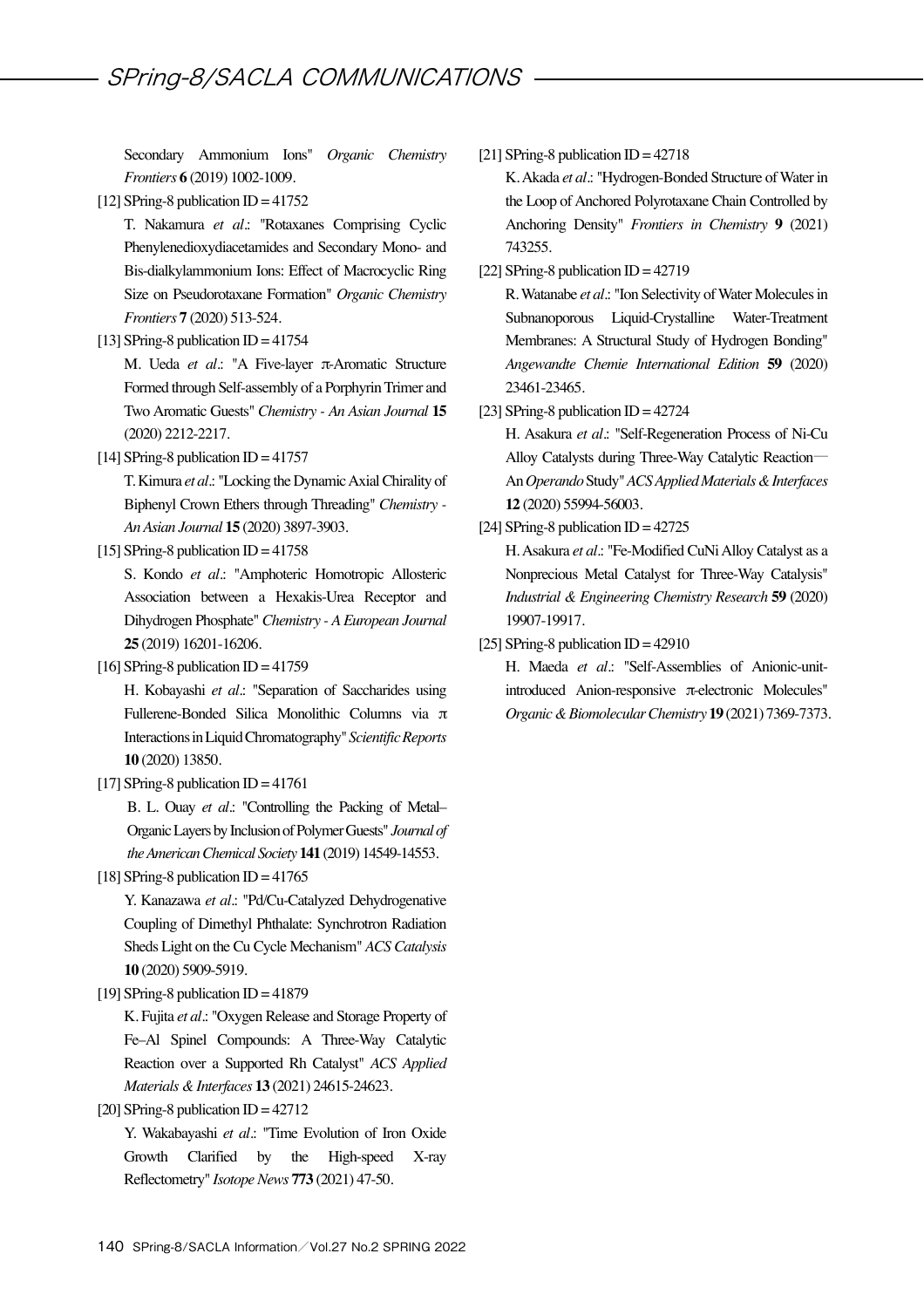Secondary Ammonium Ions" *Organic Chemistry Frontiers* **6** (2019) 1002-1009.

[12] SPring-8 publication ID = 41752
T. Nakamura *et al*.: "Rotaxanes Comprising Cyclic Phenylenedioxydiacetamides and Secondary Mono- and Bis-dialkylammonium Ions: Effect of Macrocyclic Ring Size on Pseudorotaxane Formation" *Organic Chemistry Frontiers* **7** (2020) 513-524.

[13] SPring-8 publication ID = 41754
M. Ueda *et al*.: "A Five-layer π-Aromatic Structure Formed through Self-assembly of a Porphyrin Trimer and Two Aromatic Guests" *Chemistry - An Asian Journal* **15** (2020) 2212-2217.

[14] SPring-8 publication ID = 41757
T. Kimura *et al*.: "Locking the Dynamic Axial Chirality of Biphenyl Crown Ethers through Threading" *Chemistry - An Asian Journal* **15** (2020) 3897-3903.

[15] SPring-8 publication ID = 41758
S. Kondo *et al*.: "Amphoteric Homotropic Allosteric Association between a Hexakis-Urea Receptor and Dihydrogen Phosphate" *Chemistry - A European Journal* **25** (2019) 16201-16206.

[16] SPring-8 publication ID = 41759
H. Kobayashi *et al*.: "Separation of Saccharides using Fullerene-Bonded Silica Monolithic Columns via π Interactions in Liquid Chromatography" *Scientific Reports* **10** (2020) 13850.

[17] SPring-8 publication ID = 41761
B. L. Ouay *et al*.: "Controlling the Packing of Metal–Organic Layers by Inclusion of Polymer Guests" *Journal of the American Chemical Society* **141** (2019) 14549-14553.

[18] SPring-8 publication ID = 41765
Y. Kanazawa *et al*.: "Pd/Cu-Catalyzed Dehydrogenative Coupling of Dimethyl Phthalate: Synchrotron Radiation Sheds Light on the Cu Cycle Mechanism" *ACS Catalysis* **10** (2020) 5909-5919.

[19] SPring-8 publication ID = 41879
K. Fujita *et al*.: "Oxygen Release and Storage Property of Fe–Al Spinel Compounds: A Three-Way Catalytic Reaction over a Supported Rh Catalyst" *ACS Applied Materials & Interfaces* **13** (2021) 24615-24623.

[20] SPring-8 publication ID = 42712
Y. Wakabayashi *et al*.: "Time Evolution of Iron Oxide Growth Clarified by the High-speed X-ray Reflectometry" *Isotope News* **773** (2021) 47-50.

[21] SPring-8 publication ID = 42718
K. Akada *et al*.: "Hydrogen-Bonded Structure of Water in the Loop of Anchored Polyrotaxane Chain Controlled by Anchoring Density" *Frontiers in Chemistry* **9** (2021) 743255.

[22] SPring-8 publication ID = 42719
R. Watanabe *et al*.: "Ion Selectivity of Water Molecules in Subnanoporous Liquid-Crystalline Water-Treatment Membranes: A Structural Study of Hydrogen Bonding" *Angewandte Chemie International Edition* **59** (2020) 23461-23465.

[23] SPring-8 publication ID = 42724
H. Asakura *et al*.: "Self-Regeneration Process of Ni-Cu Alloy Catalysts during Three-Way Catalytic Reaction—An *Operando* Study" *ACS Applied Materials & Interfaces* **12** (2020) 55994-56003.

[24] SPring-8 publication ID = 42725
H. Asakura *et al*.: "Fe-Modified CuNi Alloy Catalyst as a Nonprecious Metal Catalyst for Three-Way Catalysis" *Industrial & Engineering Chemistry Research* **59** (2020) 19907-19917.

[25] SPring-8 publication ID = 42910
H. Maeda *et al*.: "Self-Assemblies of Anionic-unit-introduced Anion-responsive π-electronic Molecules" *Organic & Biomolecular Chemistry* **19** (2021) 7369-7373.